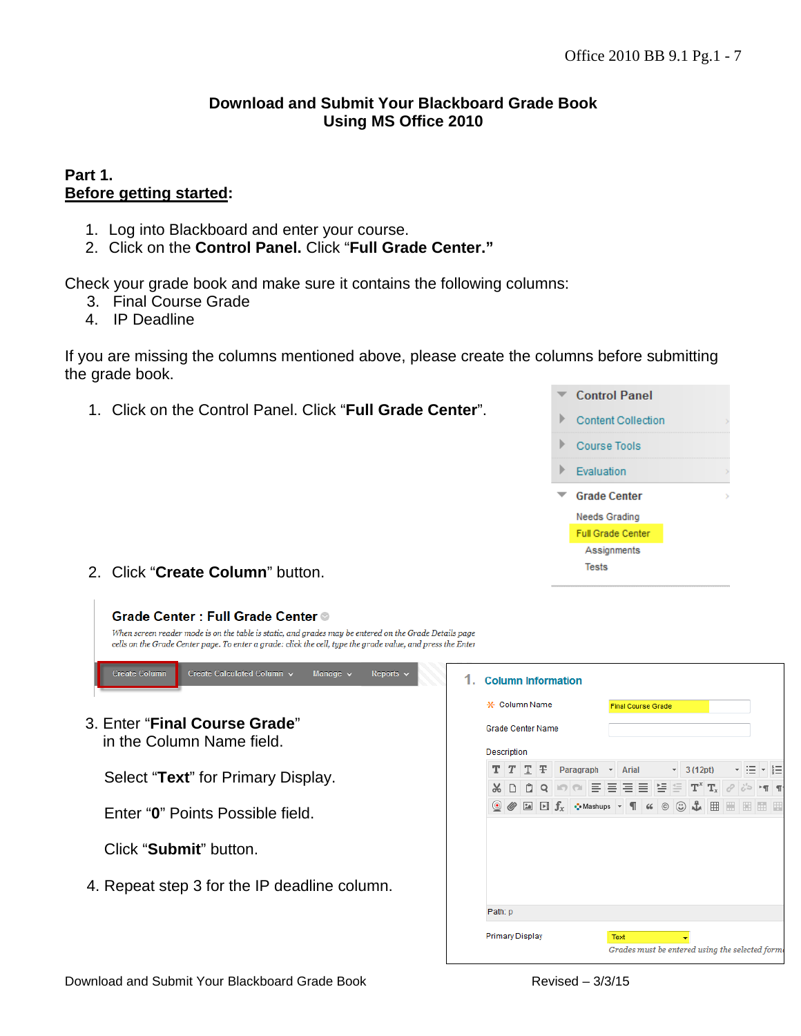# Download and Submit Your Blackboard Grade Book Using MS Office 2010

## Part 1.

**Before getting started:**

1. Log into Blackboard and enter your course.
2. Click on the **Control Panel.** Click "**Full Grade Center.**"

Check your grade book and make sure it contains the following columns:

3. Final Course Grade
4. IP Deadline

If you are missing the columns mentioned above, please create the columns before submitting the grade book.

1. Click on the Control Panel. Click "**Full Grade Center**".

Control Panel
Content Collection
Course Tools
Evaluation
Grade Center
Needs Grading
Full Grade Center
Assignments
Tests

2. Click "**Create Column**" button.

Grade Center : Full Grade Center

*When screen reader mode is on the table is static, and grades may be entered on the Grade Details page cells on the Grade Center page. To enter a grade: click the cell, type the grade value, and press the Enter*

Create Column | Create Calculated Column | Manage | Reports

3. Enter "**Final Course Grade**" in the Column Name field.

   Select "**Text**" for Primary Display.

   Enter "**0**" Points Possible field.

   Click "**Submit**" button.

4. Repeat step 3 for the IP deadline column.

1. Column Information

Column Name: Final Course Grade

Grade Center Name

Description

Path: p

Primary Display: Text

*Grades must be entered using the selected form*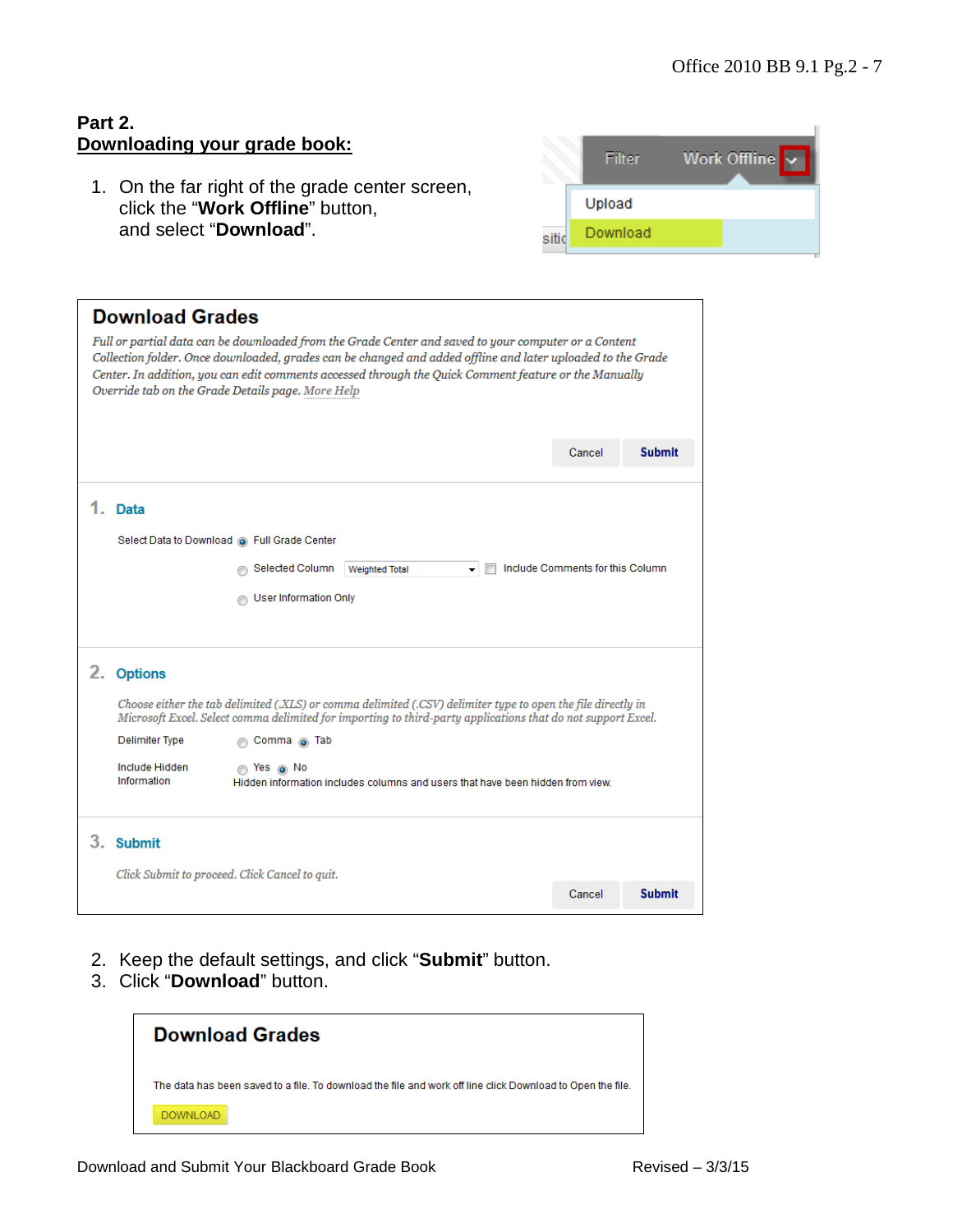**Part 2.**
**Downloading your grade book:**

1. On the far right of the grade center screen, click the "**Work Offline**" button, and select "**Download**".

Filter Work Offline

Upload

Download

## Download Grades

*Full or partial data can be downloaded from the Grade Center and saved to your computer or a Content Collection folder. Once downloaded, grades can be changed and added offline and later uploaded to the Grade Center. In addition, you can edit comments accessed through the Quick Comment feature or the Manually Override tab on the Grade Details page. More Help*

Cancel Submit

**1. Data**

Select Data to Download
- Full Grade Center
- Selected Column [Weighted Total] Include Comments for this Column
- User Information Only

**2. Options**

*Choose either the tab delimited (.XLS) or comma delimited (.CSV) delimiter type to open the file directly in Microsoft Excel. Select comma delimited for importing to third-party applications that do not support Excel.*

Delimiter Type: Comma Tab

Include Hidden Information: Yes No
Hidden information includes columns and users that have been hidden from view.

**3. Submit**

*Click Submit to proceed. Click Cancel to quit.*

Cancel Submit

2. Keep the default settings, and click "**Submit**" button.
3. Click "**Download**" button.

## Download Grades

The data has been saved to a file. To download the file and work off line click Download to Open the file.

DOWNLOAD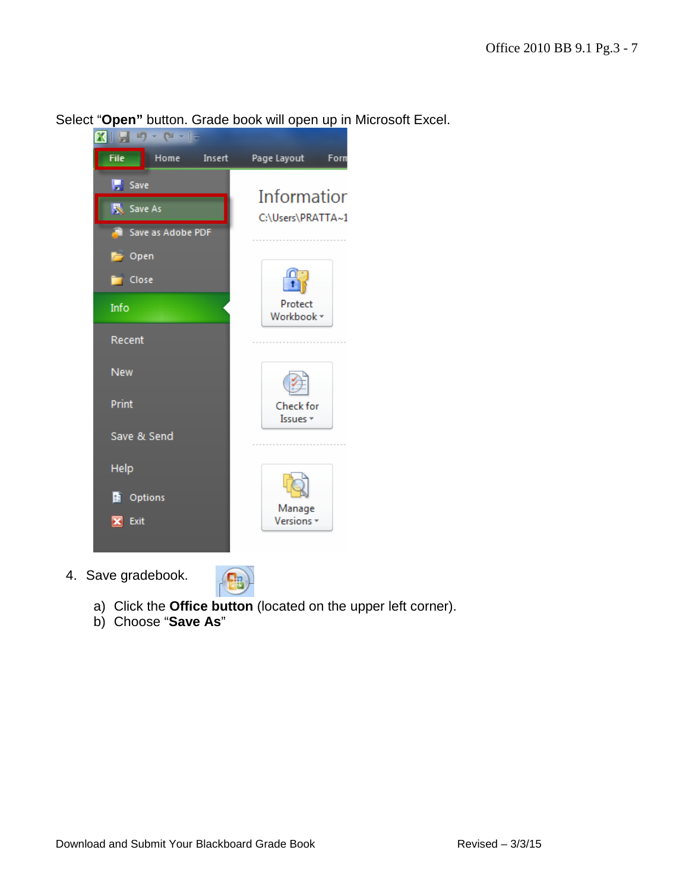Select “**Open”** button. Grade book will open up in Microsoft Excel.

4. Save gradebook.
   a) Click the **Office button** (located on the upper left corner).
   b) Choose “**Save As**”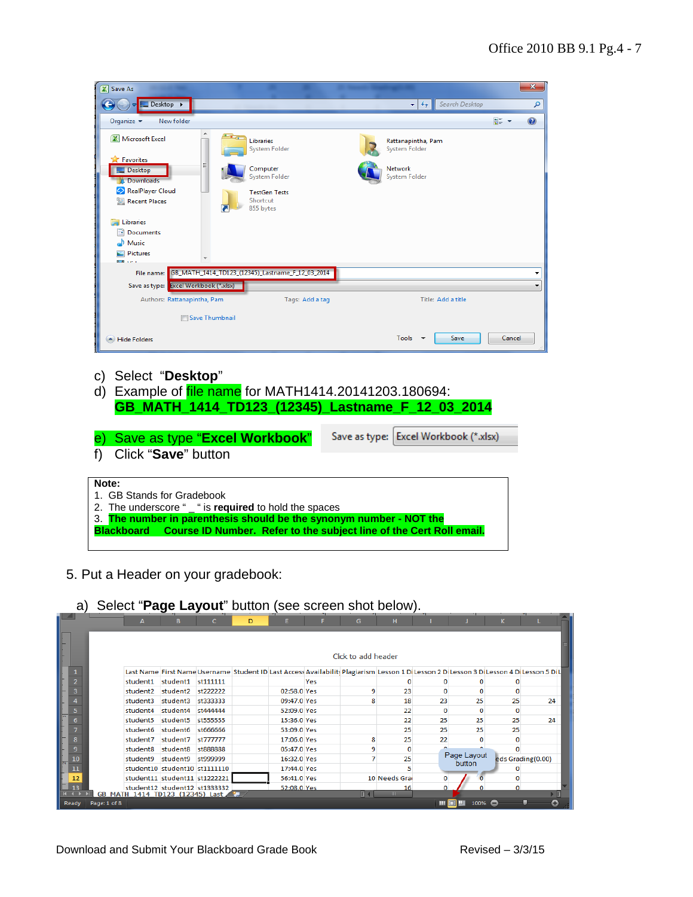c) Select "**Desktop**"

d) Example of file name for MATH1414.20141203.180694:
**GB_MATH_1414_TD123_(12345)_Lastname_F_12_03_2014**

e) Save as type "**Excel Workbook**"

Save as type: Excel Workbook (*.xlsx)

f) Click "**Save**" button

**Note:**
1. GB Stands for Gradebook
2. The underscore " _ " is **required** to hold the spaces
3. **The number in parenthesis should be the synonym number - NOT the Blackboard Course ID Number. Refer to the subject line of the Cert Roll email.**

5. Put a Header on your gradebook:

a) Select "**Page Layout**" button (see screen shot below).

Download and Submit Your Blackboard Grade Book Revised – 3/3/15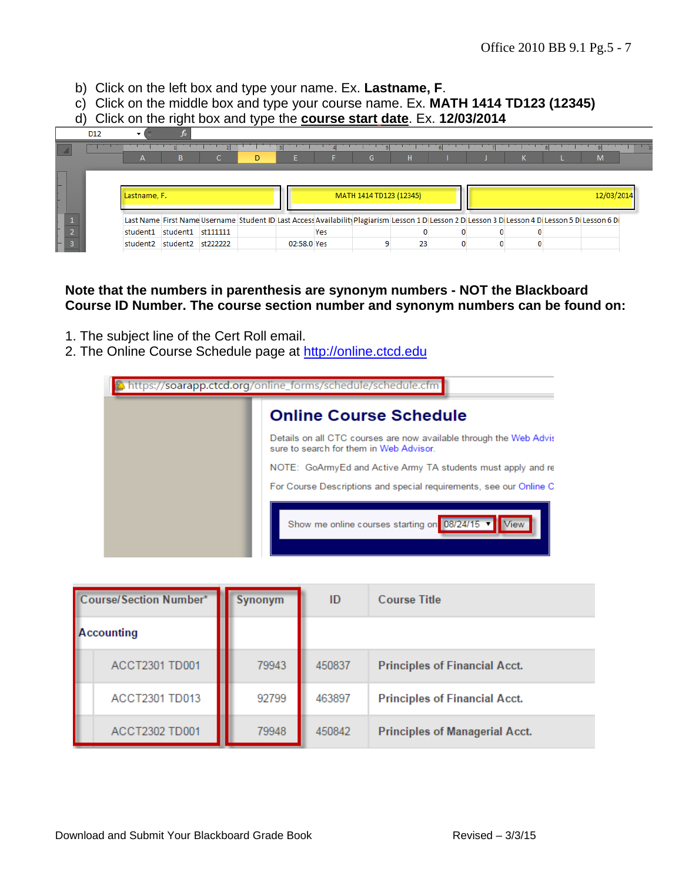b) Click on the left box and type your name. Ex. **Lastname, F**.
c) Click on the middle box and type your course name. Ex. **MATH 1414 TD123 (12345)**
d) Click on the right box and type the **course start date**. Ex. **12/03/2014**

| Lastname, F. | | | MATH 1414 TD123 (12345) | | | | | | 12/03/2014 | | |
|---|---|---|---|---|---|---|---|---|---|---|---|
| Last Name | First Name | Username | Student ID | Last Access | Availability | Plagiarism | Lesson 1 Di | Lesson 2 Di | Lesson 3 Di | Lesson 4 Di | Lesson 5 Di | Lesson 6 Di |
| student1 | student1 | st111111 | | | Yes | | 0 | 0 | 0 | 0 | | |
| student2 | student2 | st222222 | | 02:58.0 | Yes | 9 | 23 | 0 | 0 | 0 | | |

**Note that the numbers in parenthesis are synonym numbers - NOT the Blackboard Course ID Number. The course section number and synonym numbers can be found on:**

1. The subject line of the Cert Roll email.
2. The Online Course Schedule page at http://online.ctcd.edu

https://soarapp.ctcd.org/online_forms/schedule/schedule.cfm

## Online Course Schedule

Details on all CTC courses are now available through the Web Advis
sure to search for them in Web Advisor.

NOTE: GoArmyEd and Active Army TA students must apply and re

For Course Descriptions and special requirements, see our Online C

Show me online courses starting on 08/24/15 View

| Course/Section Number* | Synonym | ID | Course Title |
|---|---|---|---|
| **Accounting** | | | |
| ACCT2301 TD001 | 79943 | 450837 | **Principles of Financial Acct.** |
| ACCT2301 TD013 | 92799 | 463897 | **Principles of Financial Acct.** |
| ACCT2302 TD001 | 79948 | 450842 | **Principles of Managerial Acct.** |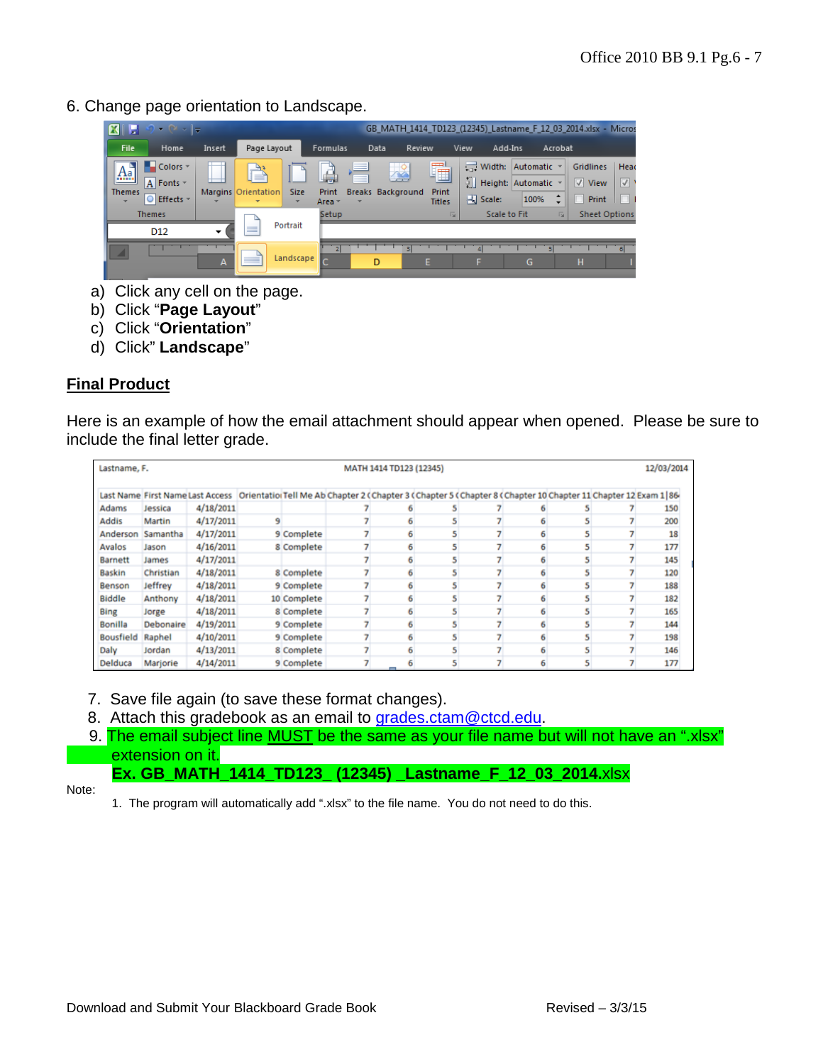6. Change page orientation to Landscape.

a) Click any cell on the page.
b) Click "**Page Layout**"
c) Click "**Orientation**"
d) Click" **Landscape**"

**Final Product**

Here is an example of how the email attachment should appear when opened. Please be sure to include the final letter grade.

7. Save file again (to save these format changes).
8. Attach this gradebook as an email to grades.ctam@ctcd.edu.
9. The email subject line MUST be the same as your file name but will not have an ".xlsx" extension on it.
   **Ex. GB_MATH_1414_TD123_ (12345) _Lastname_F_12_03_2014.**xlsx

Note:

1. The program will automatically add ".xlsx" to the file name. You do not need to do this.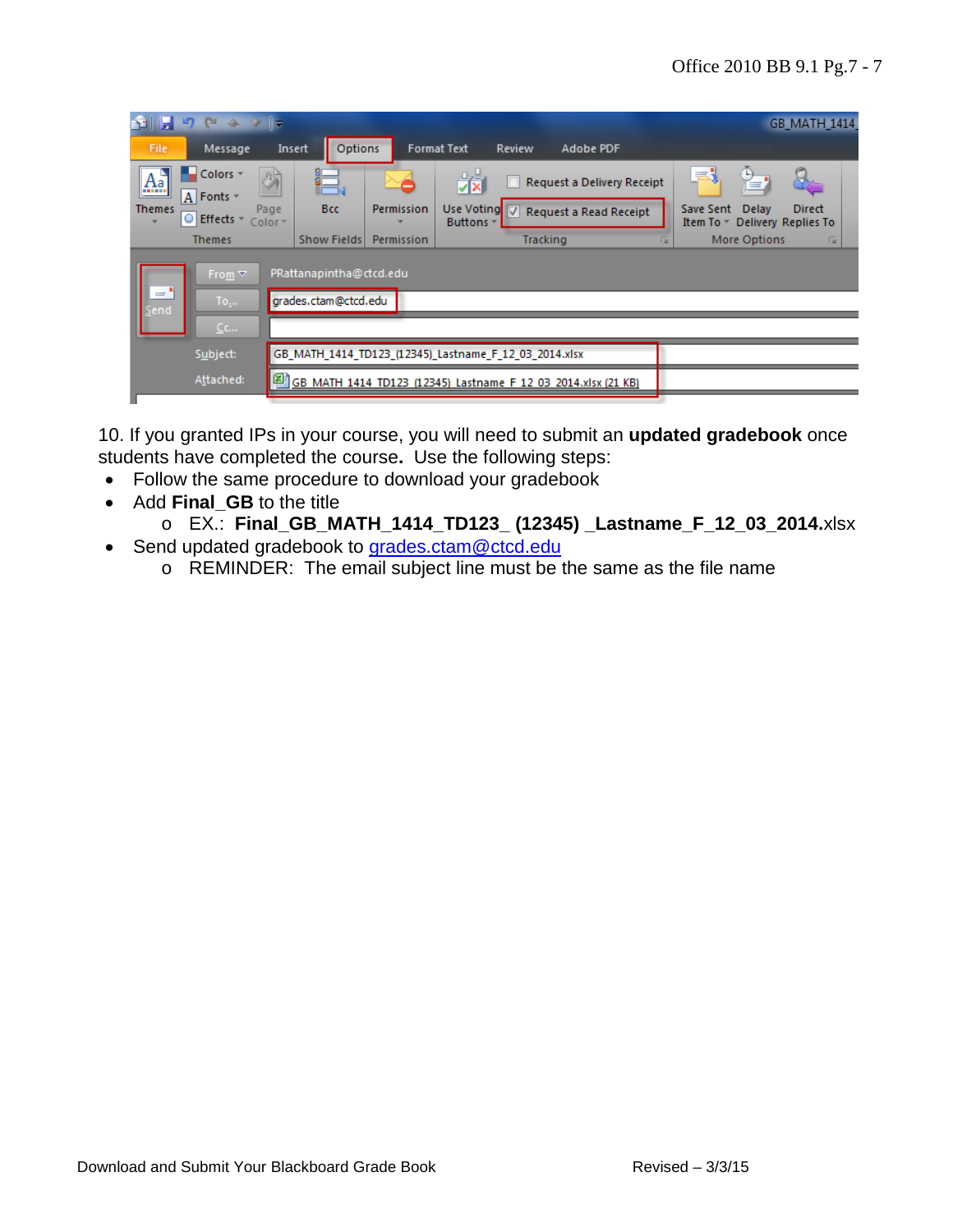10. If you granted IPs in your course, you will need to submit an **updated gradebook** once students have completed the course**.** Use the following steps:

- Follow the same procedure to download your gradebook
- Add **Final_GB** to the title
  - EX.: **Final_GB_MATH_1414_TD123_ (12345) _Lastname_F_12_03_2014.**xlsx
- Send updated gradebook to grades.ctam@ctcd.edu
  - REMINDER: The email subject line must be the same as the file name